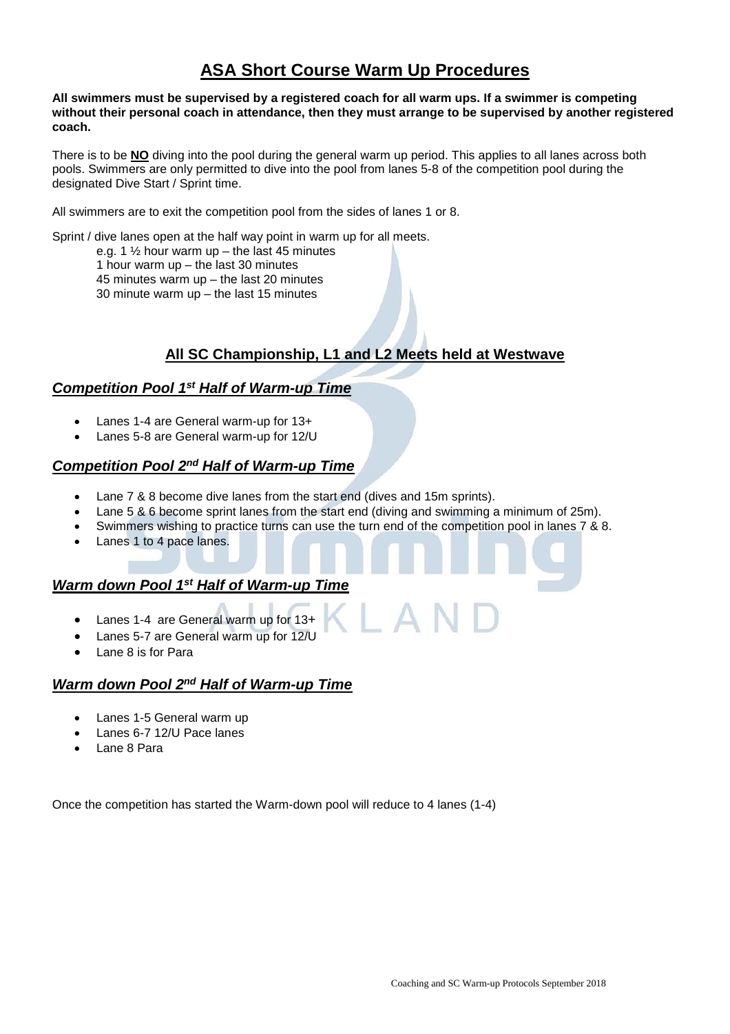# ASA Short Course Warm Up Procedures

**All swimmers must be supervised by a registered coach for all warm ups. If a swimmer is competing without their personal coach in attendance, then they must arrange to be supervised by another registered coach.**

There is to be **NO** diving into the pool during the general warm up period. This applies to all lanes across both pools. Swimmers are only permitted to dive into the pool from lanes 5-8 of the competition pool during the designated Dive Start / Sprint time.

All swimmers are to exit the competition pool from the sides of lanes 1 or 8.

Sprint / dive lanes open at the half way point in warm up for all meets.

e.g. 1 ½ hour warm up – the last 45 minutes
1 hour warm up – the last 30 minutes
45 minutes warm up – the last 20 minutes
30 minute warm up – the last 15 minutes

## All SC Championship, L1 and L2 Meets held at Westwave

### *Competition Pool 1st Half of Warm-up Time*

- Lanes 1-4 are General warm-up for 13+
- Lanes 5-8 are General warm-up for 12/U

### *Competition Pool 2nd Half of Warm-up Time*

- Lane 7 & 8 become dive lanes from the start end (dives and 15m sprints).
- Lane 5 & 6 become sprint lanes from the start end (diving and swimming a minimum of 25m).
- Swimmers wishing to practice turns can use the turn end of the competition pool in lanes 7 & 8.
- Lanes 1 to 4 pace lanes.

### *Warm down Pool 1st Half of Warm-up Time*

- Lanes 1-4 are General warm up for 13+
- Lanes 5-7 are General warm up for 12/U
- Lane 8 is for Para

### *Warm down Pool 2nd Half of Warm-up Time*

- Lanes 1-5 General warm up
- Lanes 6-7 12/U Pace lanes
- Lane 8 Para

Once the competition has started the Warm-down pool will reduce to 4 lanes (1-4)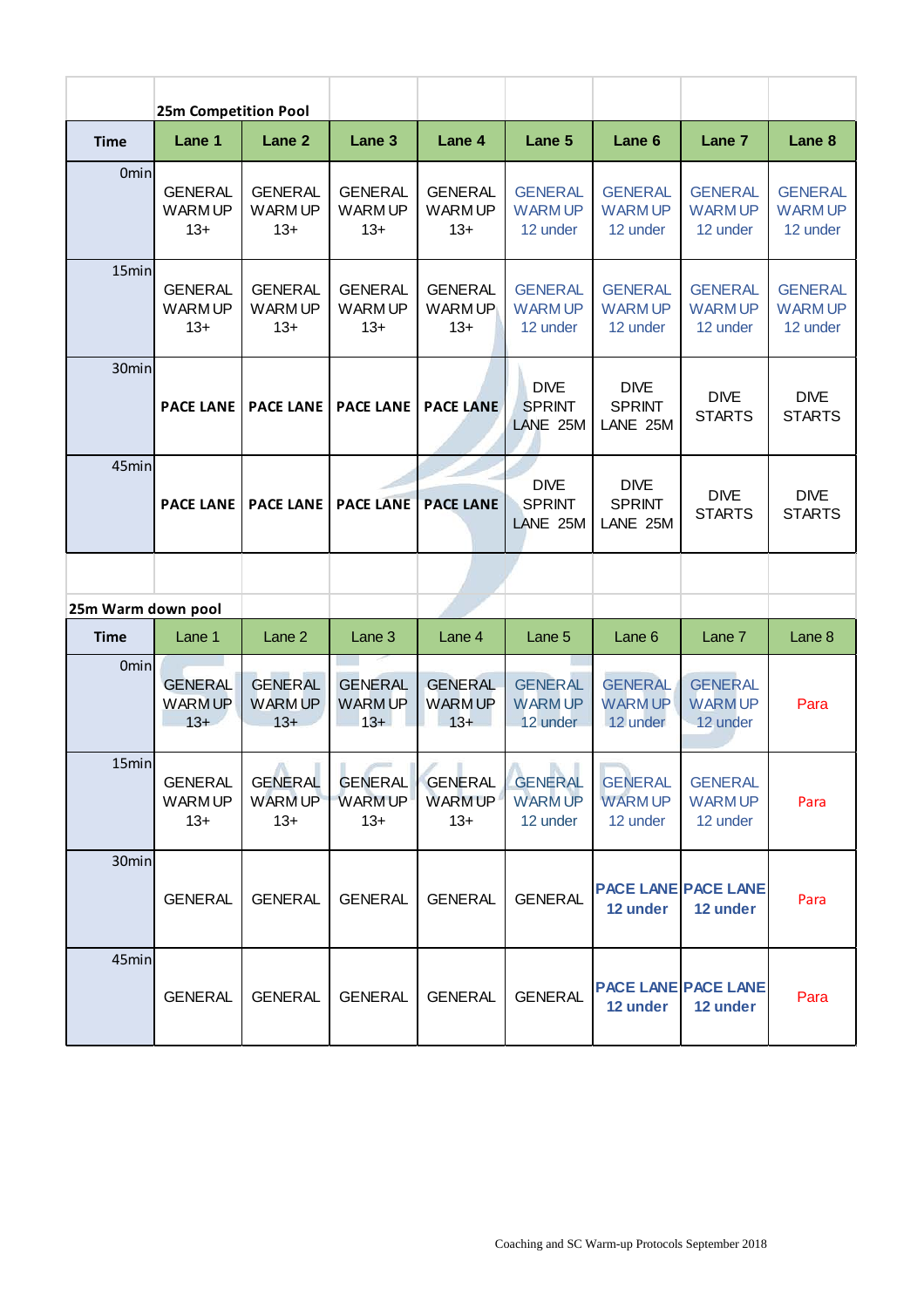| | 25m Competition Pool | | | | | | | |
|---|---|---|---|---|---|---|---|---|
| **Time** | **Lane 1** | **Lane 2** | **Lane 3** | **Lane 4** | **Lane 5** | **Lane 6** | **Lane 7** | **Lane 8** |
| 0min | GENERAL WARM UP 13+ | GENERAL WARM UP 13+ | GENERAL WARM UP 13+ | GENERAL WARM UP 13+ | GENERAL WARM UP 12 under | GENERAL WARM UP 12 under | GENERAL WARM UP 12 under | GENERAL WARM UP 12 under |
| 15min | GENERAL WARM UP 13+ | GENERAL WARM UP 13+ | GENERAL WARM UP 13+ | GENERAL WARM UP 13+ | GENERAL WARM UP 12 under | GENERAL WARM UP 12 under | GENERAL WARM UP 12 under | GENERAL WARM UP 12 under |
| 30min | **PACE LANE** | **PACE LANE** | **PACE LANE** | **PACE LANE** | DIVE SPRINT LANE 25M | DIVE SPRINT LANE 25M | DIVE STARTS | DIVE STARTS |
| 45min | **PACE LANE** | **PACE LANE** | **PACE LANE** | **PACE LANE** | DIVE SPRINT LANE 25M | DIVE SPRINT LANE 25M | DIVE STARTS | DIVE STARTS |

| 25m Warm down pool | | | | | | | | |
|---|---|---|---|---|---|---|---|---|
| **Time** | Lane 1 | Lane 2 | Lane 3 | Lane 4 | Lane 5 | Lane 6 | Lane 7 | Lane 8 |
| 0min | GENERAL WARM UP 13+ | GENERAL WARM UP 13+ | GENERAL WARM UP 13+ | GENERAL WARM UP 13+ | GENERAL WARM UP 12 under | GENERAL WARM UP 12 under | GENERAL WARM UP 12 under | Para |
| 15min | GENERAL WARM UP 13+ | GENERAL WARM UP 13+ | GENERAL WARM UP 13+ | GENERAL WARM UP 13+ | GENERAL WARM UP 12 under | GENERAL WARM UP 12 under | GENERAL WARM UP 12 under | Para |
| 30min | GENERAL | GENERAL | GENERAL | GENERAL | GENERAL | **PACE LANE 12 under** | **PACE LANE 12 under** | Para |
| 45min | GENERAL | GENERAL | GENERAL | GENERAL | GENERAL | **PACE LANE 12 under** | **PACE LANE 12 under** | Para |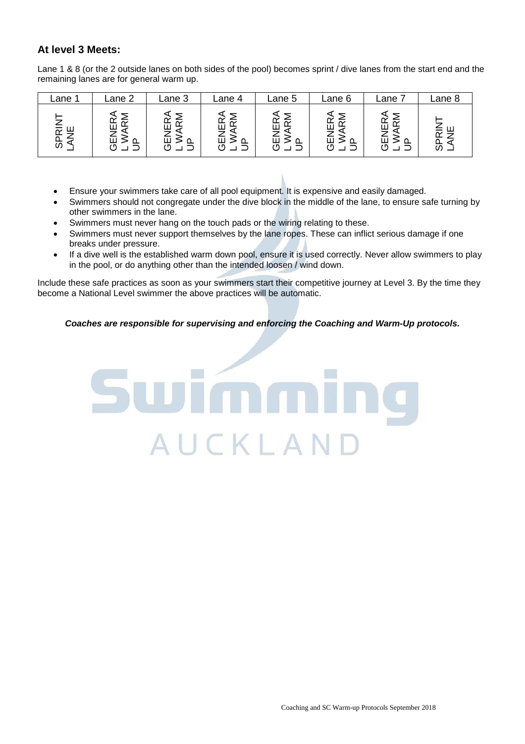## At level 3 Meets:

Lane 1 & 8 (or the 2 outside lanes on both sides of the pool) becomes sprint / dive lanes from the start end and the remaining lanes are for general warm up.

| Lane 1 | Lane 2 | Lane 3 | Lane 4 | Lane 5 | Lane 6 | Lane 7 | Lane 8 |
|---|---|---|---|---|---|---|---|
| SPRINT LANE | GENERAL WARM UP | GENERAL WARM UP | GENERAL WARM UP | GENERAL WARM UP | GENERAL WARM UP | GENERAL WARM UP | SPRINT LANE |

- Ensure your swimmers take care of all pool equipment. It is expensive and easily damaged.
- Swimmers should not congregate under the dive block in the middle of the lane, to ensure safe turning by other swimmers in the lane.
- Swimmers must never hang on the touch pads or the wiring relating to these.
- Swimmers must never support themselves by the lane ropes. These can inflict serious damage if one breaks under pressure.
- If a dive well is the established warm down pool, ensure it is used correctly. Never allow swimmers to play in the pool, or do anything other than the intended loosen / wind down.

Include these safe practices as soon as your swimmers start their competitive journey at Level 3. By the time they become a National Level swimmer the above practices will be automatic.

***Coaches are responsible for supervising and enforcing the Coaching and Warm-Up protocols.***